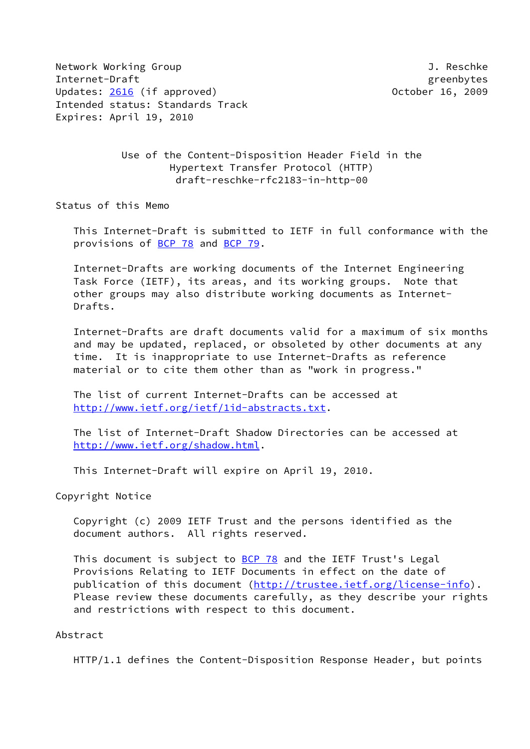Network Working Group J. Reschke
Internet-Draft greenbytes
Updates: 2616 (if approved) October 16, 2009
Intended status: Standards Track
Expires: April 19, 2010

# Use of the Content-Disposition Header Field in the Hypertext Transfer Protocol (HTTP)

draft-reschke-rfc2183-in-http-00

## Status of this Memo

This Internet-Draft is submitted to IETF in full conformance with the provisions of BCP 78 and BCP 79.

Internet-Drafts are working documents of the Internet Engineering Task Force (IETF), its areas, and its working groups. Note that other groups may also distribute working documents as Internet-Drafts.

Internet-Drafts are draft documents valid for a maximum of six months and may be updated, replaced, or obsoleted by other documents at any time. It is inappropriate to use Internet-Drafts as reference material or to cite them other than as "work in progress."

The list of current Internet-Drafts can be accessed at http://www.ietf.org/ietf/1id-abstracts.txt.

The list of Internet-Draft Shadow Directories can be accessed at http://www.ietf.org/shadow.html.

This Internet-Draft will expire on April 19, 2010.

## Copyright Notice

Copyright (c) 2009 IETF Trust and the persons identified as the document authors. All rights reserved.

This document is subject to BCP 78 and the IETF Trust's Legal Provisions Relating to IETF Documents in effect on the date of publication of this document (http://trustee.ietf.org/license-info). Please review these documents carefully, as they describe your rights and restrictions with respect to this document.

## Abstract

HTTP/1.1 defines the Content-Disposition Response Header, but points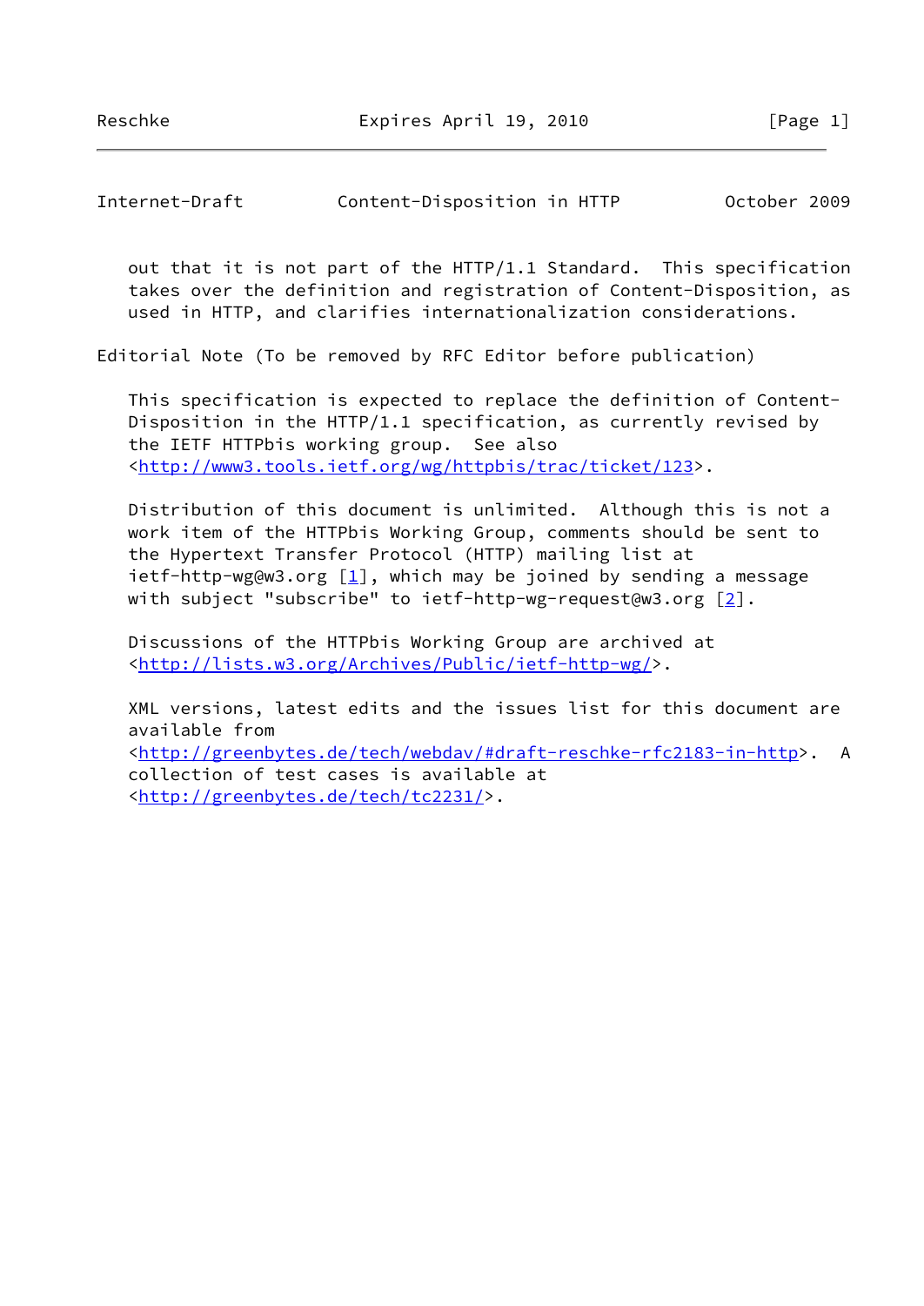out that it is not part of the HTTP/1.1 Standard. This specification takes over the definition and registration of Content-Disposition, as used in HTTP, and clarifies internationalization considerations.

## Editorial Note (To be removed by RFC Editor before publication)

This specification is expected to replace the definition of Content-Disposition in the HTTP/1.1 specification, as currently revised by the IETF HTTPbis working group. See also <http://www3.tools.ietf.org/wg/httpbis/trac/ticket/123>.

Distribution of this document is unlimited. Although this is not a work item of the HTTPbis Working Group, comments should be sent to the Hypertext Transfer Protocol (HTTP) mailing list at ietf-http-wg@w3.org [1], which may be joined by sending a message with subject "subscribe" to ietf-http-wg-request@w3.org [2].

Discussions of the HTTPbis Working Group are archived at <http://lists.w3.org/Archives/Public/ietf-http-wg/>.

XML versions, latest edits and the issues list for this document are available from <http://greenbytes.de/tech/webdav/#draft-reschke-rfc2183-in-http>. A collection of test cases is available at <http://greenbytes.de/tech/tc2231/>.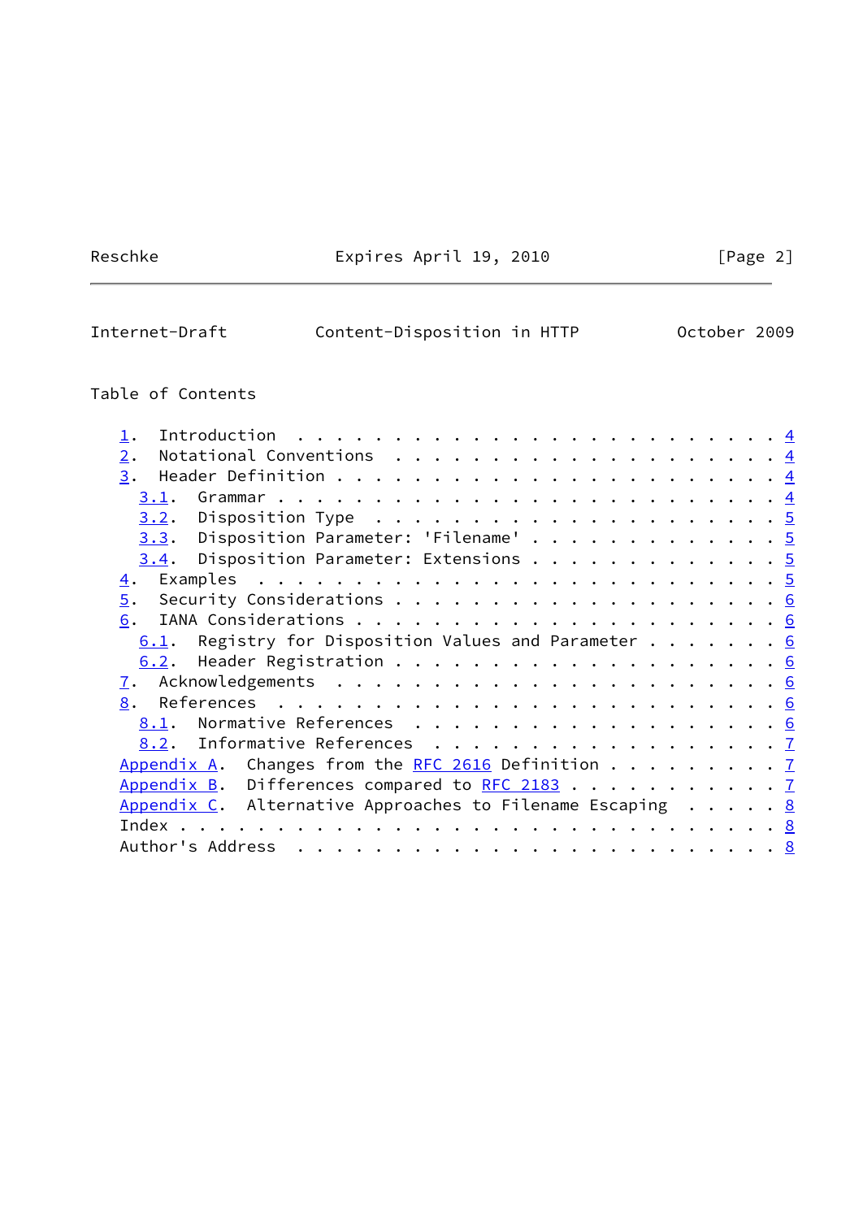Table of Contents

```
   1.  Introduction . . . . . . . . . . . . . . . . . . . . . . . . . 4
   2.  Notational Conventions . . . . . . . . . . . . . . . . . . . . 4
   3.  Header Definition . . . . . . . . . . . . . . . . . . . . . . . 4
     3.1.  Grammar . . . . . . . . . . . . . . . . . . . . . . . . . . 4
     3.2.  Disposition Type . . . . . . . . . . . . . . . . . . . . . 5
     3.3.  Disposition Parameter: 'Filename' . . . . . . . . . . . . . 5
     3.4.  Disposition Parameter: Extensions . . . . . . . . . . . . . 5
   4.  Examples . . . . . . . . . . . . . . . . . . . . . . . . . . . 5
   5.  Security Considerations . . . . . . . . . . . . . . . . . . . . 6
   6.  IANA Considerations . . . . . . . . . . . . . . . . . . . . . . 6
     6.1.  Registry for Disposition Values and Parameter . . . . . . . 6
     6.2.  Header Registration . . . . . . . . . . . . . . . . . . . . 6
   7.  Acknowledgements . . . . . . . . . . . . . . . . . . . . . . . 6
   8.  References . . . . . . . . . . . . . . . . . . . . . . . . . . 6
     8.1.  Normative References . . . . . . . . . . . . . . . . . . . 6
     8.2.  Informative References . . . . . . . . . . . . . . . . . . 7
   Appendix A.  Changes from the RFC 2616 Definition . . . . . . . . . 7
   Appendix B.  Differences compared to RFC 2183 . . . . . . . . . . . 7
   Appendix C.  Alternative Approaches to Filename Escaping . . . . . 8
   Index . . . . . . . . . . . . . . . . . . . . . . . . . . . . . . . 8
   Author's Address . . . . . . . . . . . . . . . . . . . . . . . . . 8
```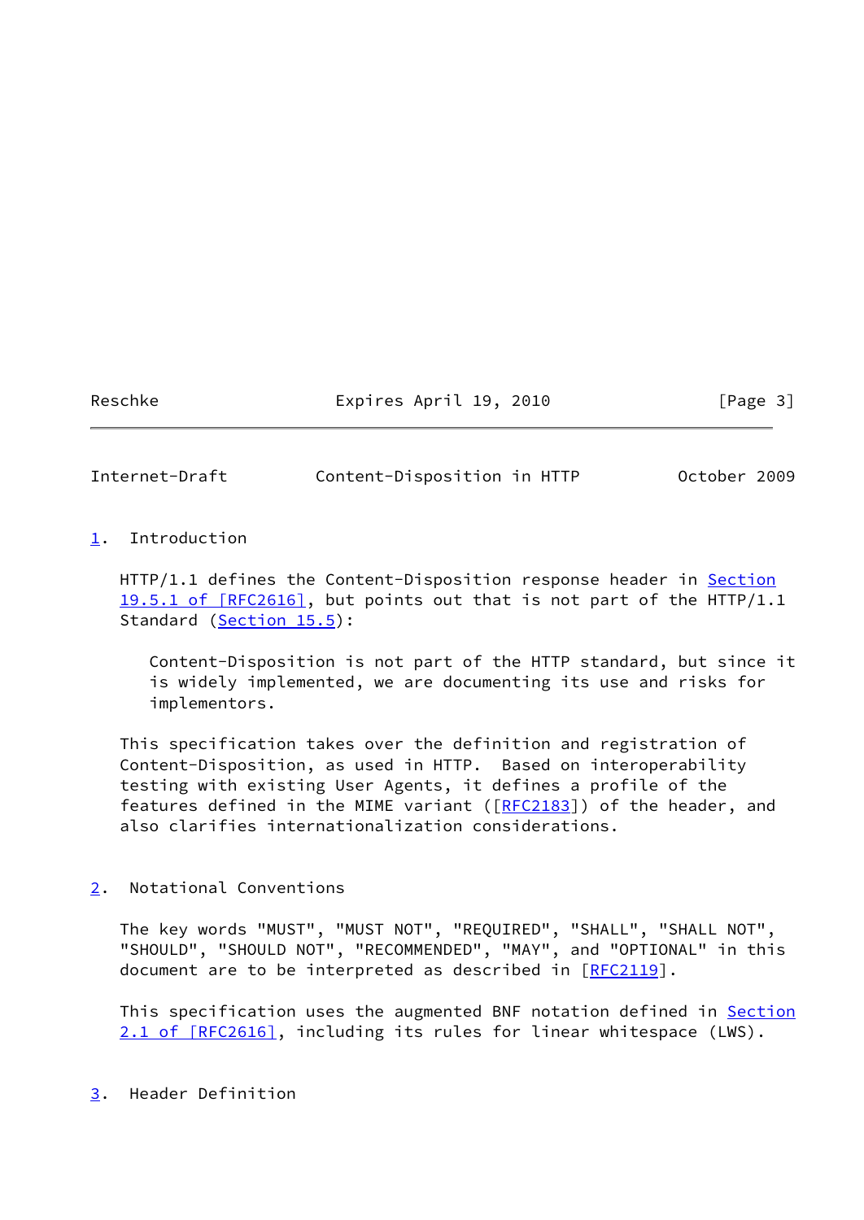## 1. Introduction

HTTP/1.1 defines the Content-Disposition response header in Section 19.5.1 of [RFC2616], but points out that is not part of the HTTP/1.1 Standard (Section 15.5):

> Content-Disposition is not part of the HTTP standard, but since it is widely implemented, we are documenting its use and risks for implementors.

This specification takes over the definition and registration of Content-Disposition, as used in HTTP. Based on interoperability testing with existing User Agents, it defines a profile of the features defined in the MIME variant ([RFC2183]) of the header, and also clarifies internationalization considerations.

## 2. Notational Conventions

The key words "MUST", "MUST NOT", "REQUIRED", "SHALL", "SHALL NOT", "SHOULD", "SHOULD NOT", "RECOMMENDED", "MAY", and "OPTIONAL" in this document are to be interpreted as described in [RFC2119].

This specification uses the augmented BNF notation defined in Section 2.1 of [RFC2616], including its rules for linear whitespace (LWS).

## 3. Header Definition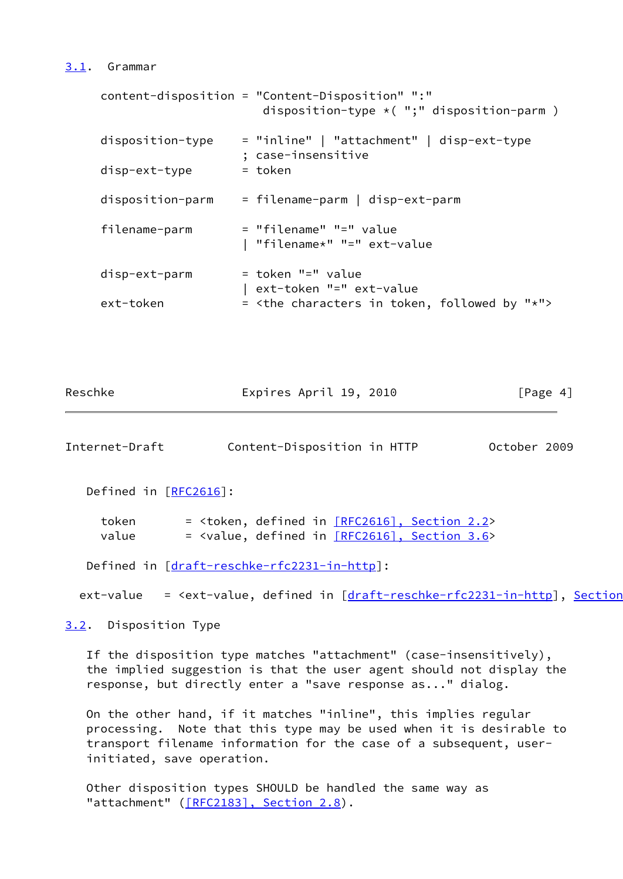### 3.1. Grammar

```
content-disposition = "Content-Disposition" ":"
                       disposition-type *( ";" disposition-parm )

disposition-type    = "inline" | "attachment" | disp-ext-type
                    ; case-insensitive
disp-ext-type       = token

disposition-parm    = filename-parm | disp-ext-parm

filename-parm       = "filename" "=" value
                    | "filename*" "=" ext-value

disp-ext-parm       = token "=" value
                    | ext-token "=" ext-value
ext-token           = <the characters in token, followed by "*">
```

Defined in [RFC2616]:

```
token       = <token, defined in [RFC2616], Section 2.2>
value       = <value, defined in [RFC2616], Section 3.6>
```

Defined in [draft-reschke-rfc2231-in-http]:

```
ext-value   = <ext-value, defined in [draft-reschke-rfc2231-in-http], Section
```

### 3.2. Disposition Type

If the disposition type matches "attachment" (case-insensitively), the implied suggestion is that the user agent should not display the response, but directly enter a "save response as..." dialog.

On the other hand, if it matches "inline", this implies regular processing. Note that this type may be used when it is desirable to transport filename information for the case of a subsequent, user-initiated, save operation.

Other disposition types SHOULD be handled the same way as "attachment" ([RFC2183], Section 2.8).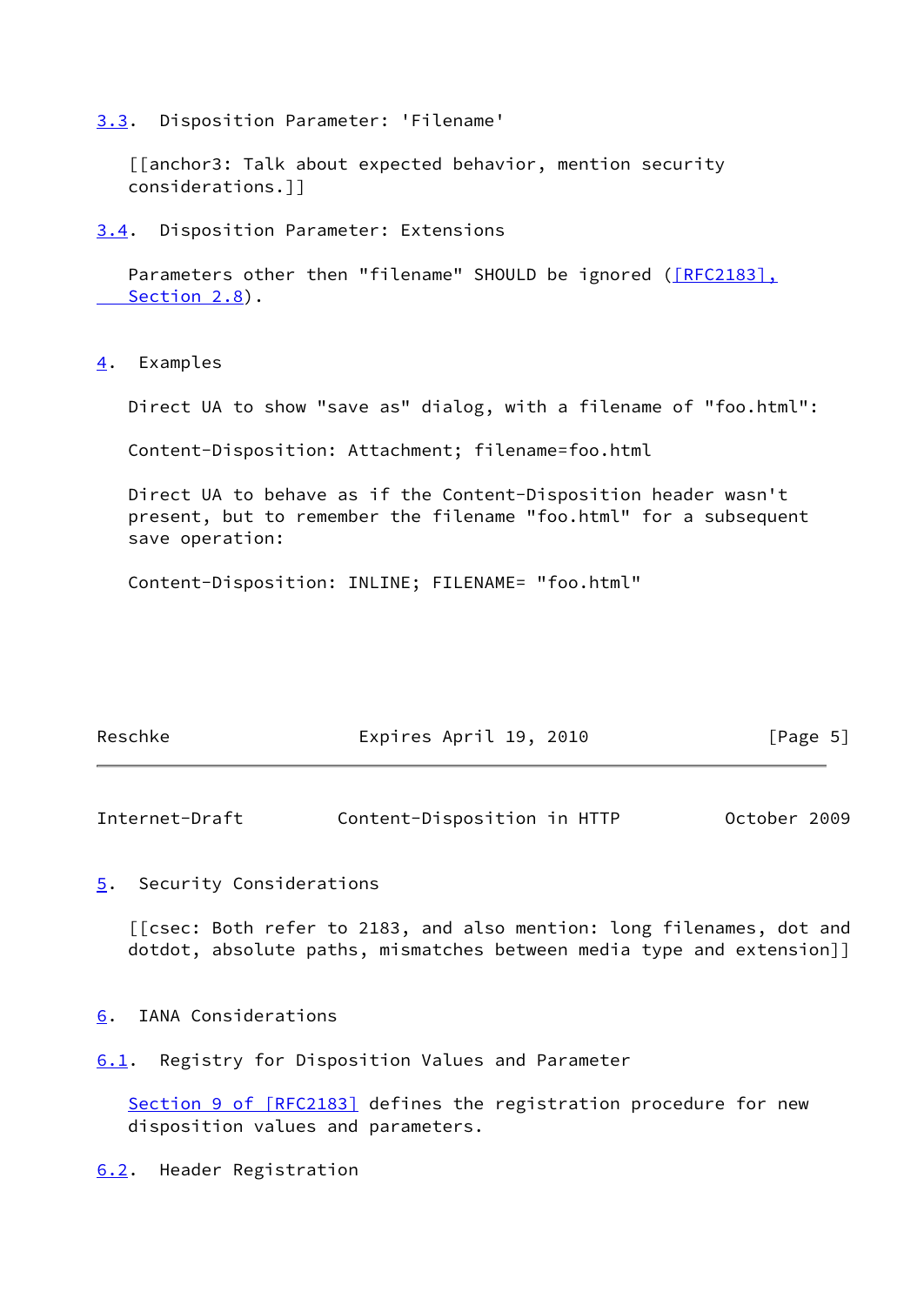### 3.3. Disposition Parameter: 'Filename'

[[anchor3: Talk about expected behavior, mention security considerations.]]

### 3.4. Disposition Parameter: Extensions

Parameters other then "filename" SHOULD be ignored ([RFC2183], Section 2.8).

## 4. Examples

Direct UA to show "save as" dialog, with a filename of "foo.html":

```
Content-Disposition: Attachment; filename=foo.html
```

Direct UA to behave as if the Content-Disposition header wasn't present, but to remember the filename "foo.html" for a subsequent save operation:

```
Content-Disposition: INLINE; FILENAME= "foo.html"
```

## 5. Security Considerations

[[csec: Both refer to 2183, and also mention: long filenames, dot and dotdot, absolute paths, mismatches between media type and extension]]

## 6. IANA Considerations

### 6.1. Registry for Disposition Values and Parameter

Section 9 of [RFC2183] defines the registration procedure for new disposition values and parameters.

### 6.2. Header Registration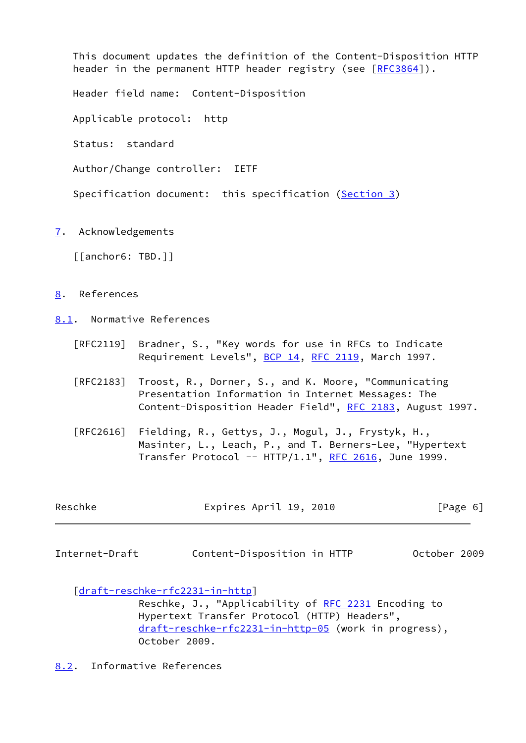This document updates the definition of the Content-Disposition HTTP header in the permanent HTTP header registry (see [RFC3864]).

Header field name: Content-Disposition

Applicable protocol: http

Status: standard

Author/Change controller: IETF

Specification document: this specification (Section 3)

## 7. Acknowledgements

[[anchor6: TBD.]]

## 8. References

### 8.1. Normative References

[RFC2119] Bradner, S., "Key words for use in RFCs to Indicate Requirement Levels", BCP 14, RFC 2119, March 1997.

[RFC2183] Troost, R., Dorner, S., and K. Moore, "Communicating Presentation Information in Internet Messages: The Content-Disposition Header Field", RFC 2183, August 1997.

[RFC2616] Fielding, R., Gettys, J., Mogul, J., Frystyk, H., Masinter, L., Leach, P., and T. Berners-Lee, "Hypertext Transfer Protocol -- HTTP/1.1", RFC 2616, June 1999.

[draft-reschke-rfc2231-in-http] Reschke, J., "Applicability of RFC 2231 Encoding to Hypertext Transfer Protocol (HTTP) Headers", draft-reschke-rfc2231-in-http-05 (work in progress), October 2009.

### 8.2. Informative References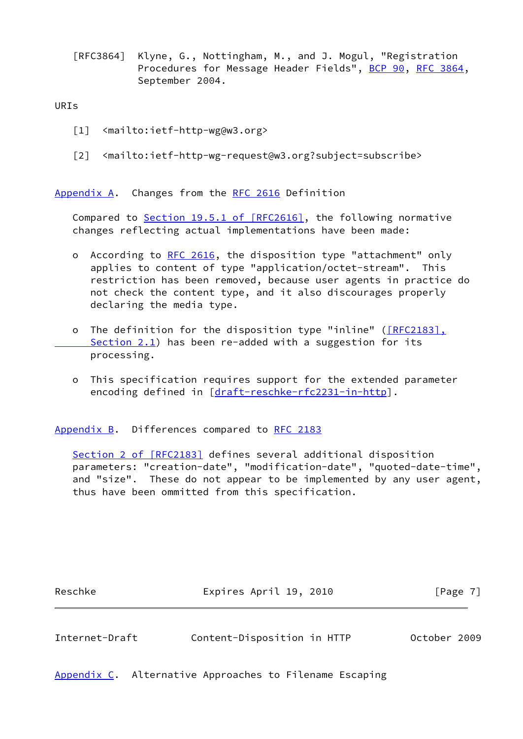[RFC3864] Klyne, G., Nottingham, M., and J. Mogul, "Registration Procedures for Message Header Fields", BCP 90, RFC 3864, September 2004.

URIs

[1] <mailto:ietf-http-wg@w3.org>

[2] <mailto:ietf-http-wg-request@w3.org?subject=subscribe>

## Appendix A. Changes from the RFC 2616 Definition

Compared to Section 19.5.1 of [RFC2616], the following normative changes reflecting actual implementations have been made:

- According to RFC 2616, the disposition type "attachment" only applies to content of type "application/octet-stream". This restriction has been removed, because user agents in practice do not check the content type, and it also discourages properly declaring the media type.

- The definition for the disposition type "inline" ([RFC2183], Section 2.1) has been re-added with a suggestion for its processing.

- This specification requires support for the extended parameter encoding defined in [draft-reschke-rfc2231-in-http].

## Appendix B. Differences compared to RFC 2183

Section 2 of [RFC2183] defines several additional disposition parameters: "creation-date", "modification-date", "quoted-date-time", and "size". These do not appear to be implemented by any user agent, thus have been ommitted from this specification.

## Appendix C. Alternative Approaches to Filename Escaping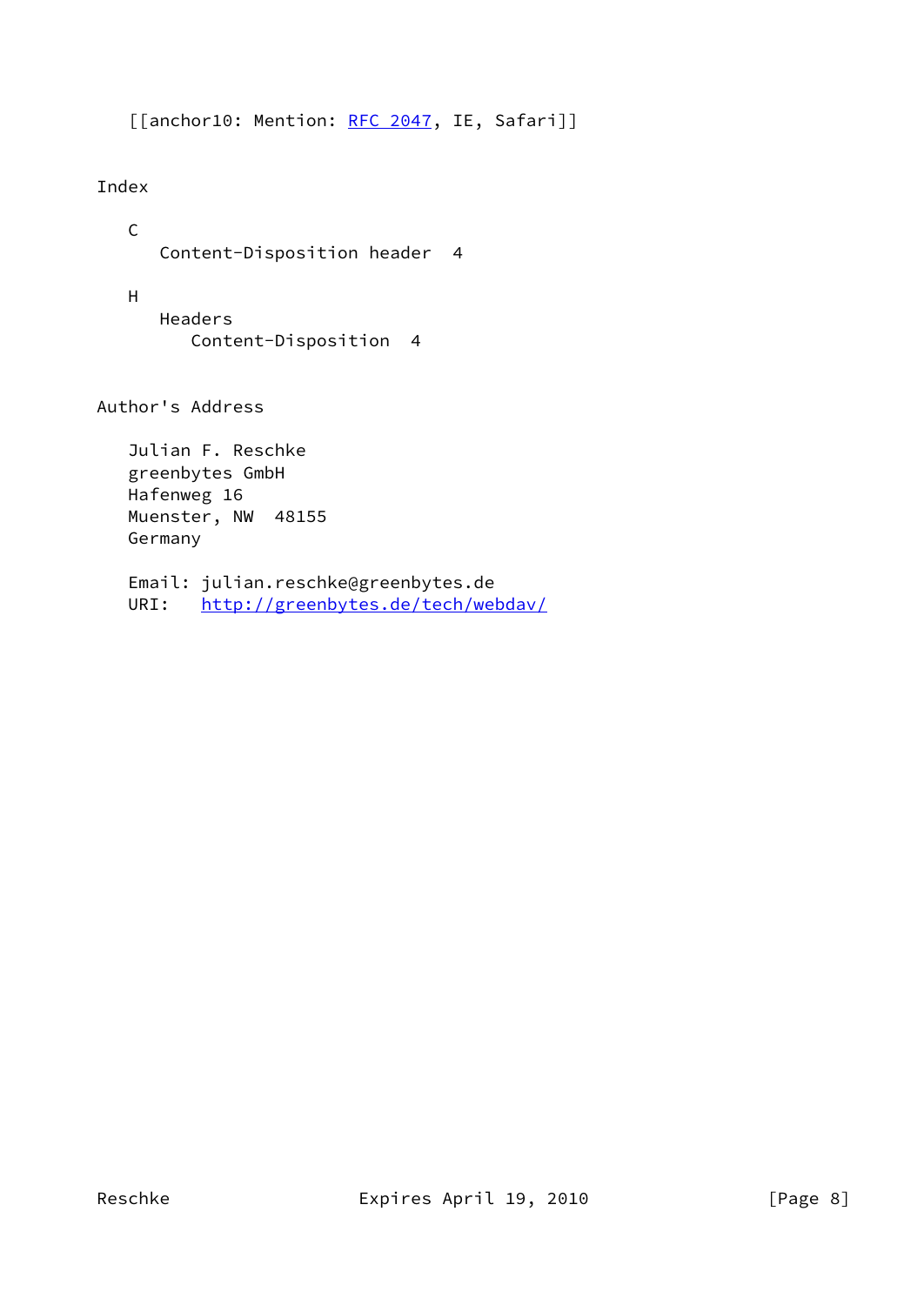[[anchor10: Mention: RFC 2047, IE, Safari]]

# Index

C
- Content-Disposition header 4

H
- Headers
  - Content-Disposition 4

# Author's Address

Julian F. Reschke
greenbytes GmbH
Hafenweg 16
Muenster, NW 48155
Germany

Email: julian.reschke@greenbytes.de
URI: http://greenbytes.de/tech/webdav/